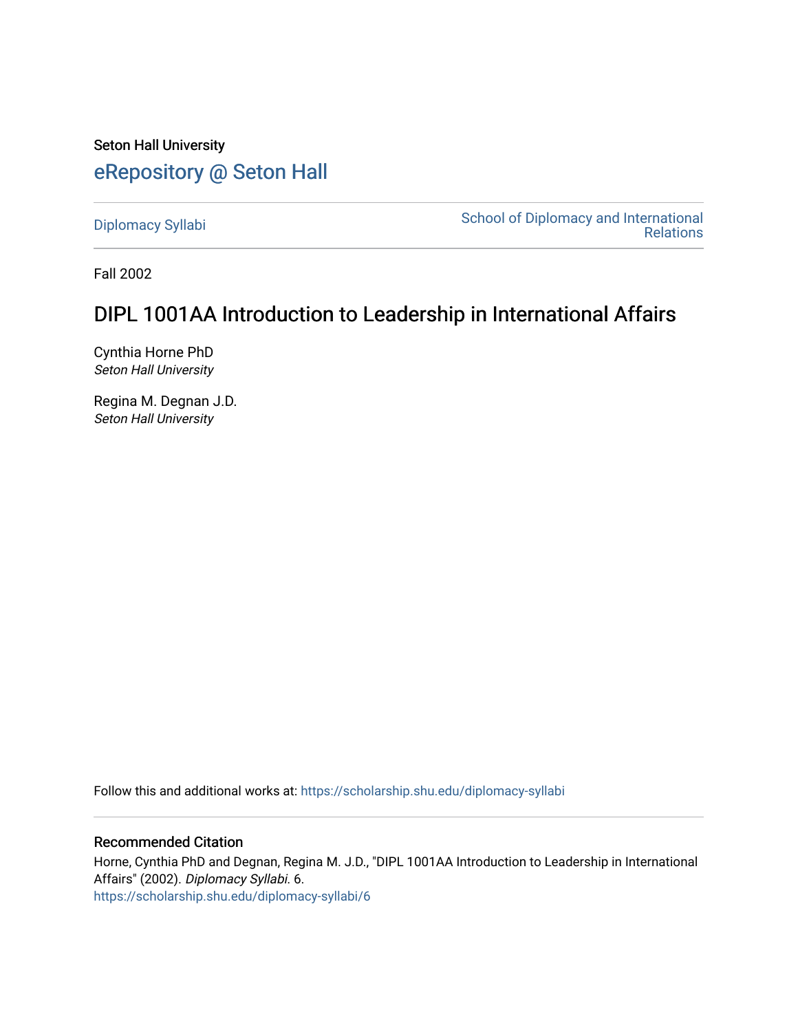Seton Hall University

# eRepository @ Seton Hall

Diplomacy Syllabi

School of Diplomacy and International Relations

Fall 2002

## DIPL 1001AA Introduction to Leadership in International Affairs

Cynthia Horne PhD
*Seton Hall University*

Regina M. Degnan J.D.
*Seton Hall University*

Follow this and additional works at: https://scholarship.shu.edu/diplomacy-syllabi

### Recommended Citation

Horne, Cynthia PhD and Degnan, Regina M. J.D., "DIPL 1001AA Introduction to Leadership in International Affairs" (2002). *Diplomacy Syllabi*. 6.
https://scholarship.shu.edu/diplomacy-syllabi/6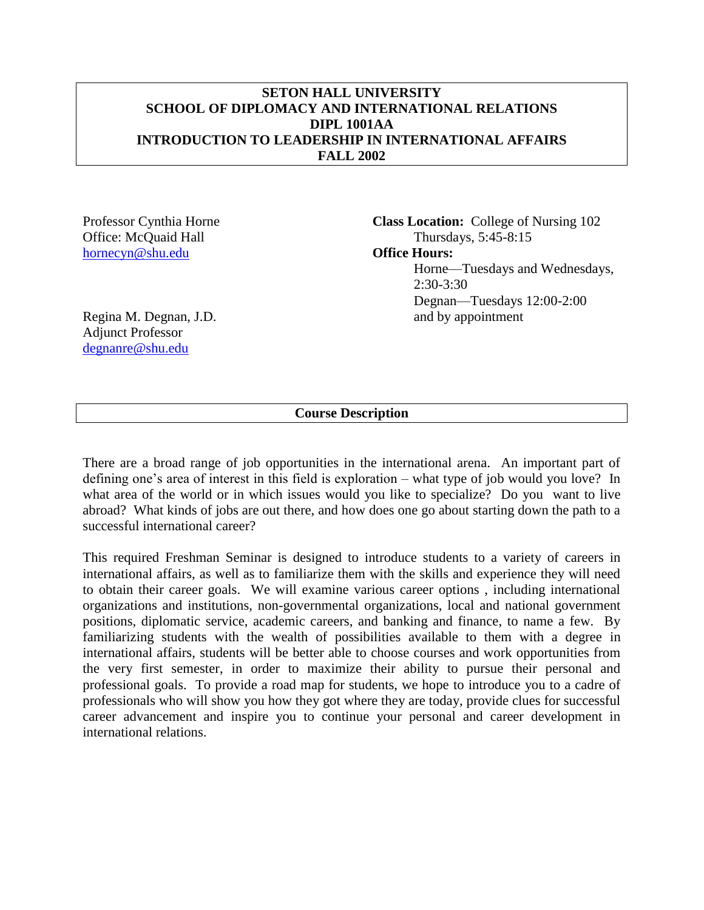**SETON HALL UNIVERSITY**
**SCHOOL OF DIPLOMACY AND INTERNATIONAL RELATIONS**
**DIPL 1001AA**
**INTRODUCTION TO LEADERSHIP IN INTERNATIONAL AFFAIRS**
**FALL 2002**

Professor Cynthia Horne
Office: McQuaid Hall
hornecyn@shu.edu

Regina M. Degnan, J.D.
Adjunct Professor
degnanre@shu.edu

**Class Location:** College of Nursing 102
Thursdays, 5:45-8:15

**Office Hours:**
Horne—Tuesdays and Wednesdays, 2:30-3:30
Degnan—Tuesdays 12:00-2:00
and by appointment

## Course Description

There are a broad range of job opportunities in the international arena. An important part of defining one's area of interest in this field is exploration – what type of job would you love? In what area of the world or in which issues would you like to specialize? Do you want to live abroad? What kinds of jobs are out there, and how does one go about starting down the path to a successful international career?

This required Freshman Seminar is designed to introduce students to a variety of careers in international affairs, as well as to familiarize them with the skills and experience they will need to obtain their career goals. We will examine various career options , including international organizations and institutions, non-governmental organizations, local and national government positions, diplomatic service, academic careers, and banking and finance, to name a few. By familiarizing students with the wealth of possibilities available to them with a degree in international affairs, students will be better able to choose courses and work opportunities from the very first semester, in order to maximize their ability to pursue their personal and professional goals. To provide a road map for students, we hope to introduce you to a cadre of professionals who will show you how they got where they are today, provide clues for successful career advancement and inspire you to continue your personal and career development in international relations.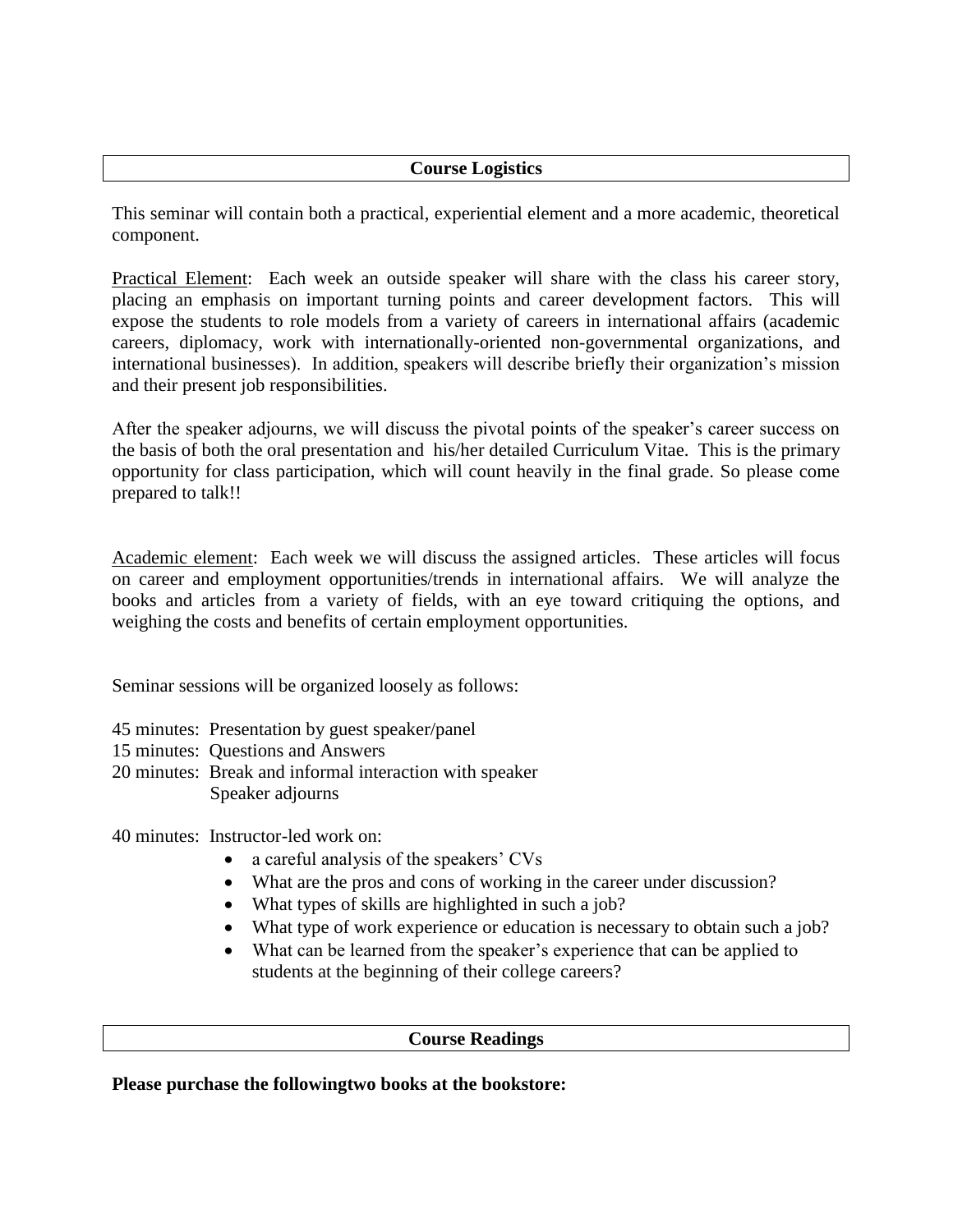## Course Logistics

This seminar will contain both a practical, experiential element and a more academic, theoretical component.

Practical Element: Each week an outside speaker will share with the class his career story, placing an emphasis on important turning points and career development factors. This will expose the students to role models from a variety of careers in international affairs (academic careers, diplomacy, work with internationally-oriented non-governmental organizations, and international businesses). In addition, speakers will describe briefly their organization's mission and their present job responsibilities.

After the speaker adjourns, we will discuss the pivotal points of the speaker's career success on the basis of both the oral presentation and his/her detailed Curriculum Vitae. This is the primary opportunity for class participation, which will count heavily in the final grade. So please come prepared to talk!!

Academic element: Each week we will discuss the assigned articles. These articles will focus on career and employment opportunities/trends in international affairs. We will analyze the books and articles from a variety of fields, with an eye toward critiquing the options, and weighing the costs and benefits of certain employment opportunities.

Seminar sessions will be organized loosely as follows:

45 minutes: Presentation by guest speaker/panel
15 minutes: Questions and Answers
20 minutes: Break and informal interaction with speaker
Speaker adjourns

40 minutes: Instructor-led work on:

- a careful analysis of the speakers' CVs
- What are the pros and cons of working in the career under discussion?
- What types of skills are highlighted in such a job?
- What type of work experience or education is necessary to obtain such a job?
- What can be learned from the speaker's experience that can be applied to students at the beginning of their college careers?

## Course Readings

**Please purchase the followingtwo books at the bookstore:**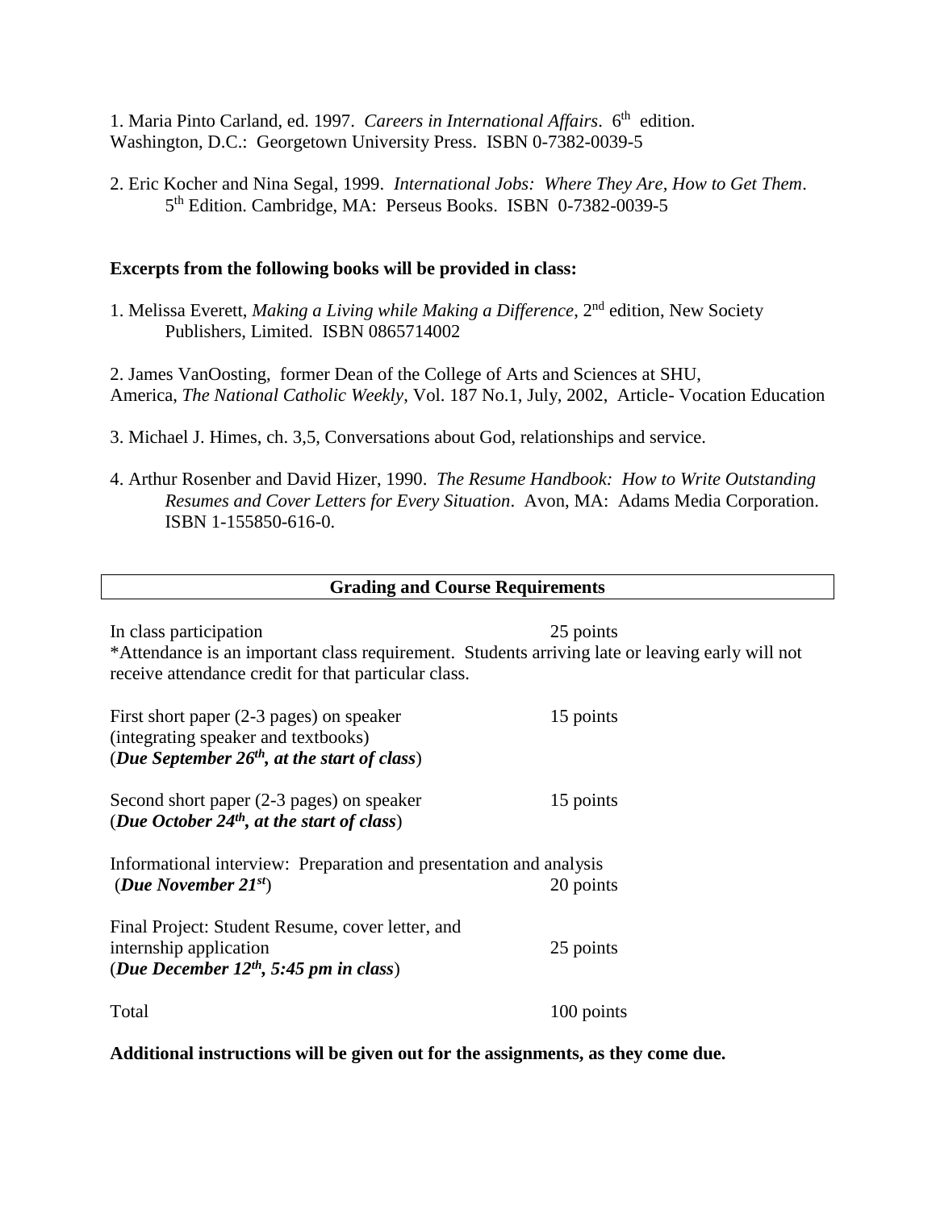1. Maria Pinto Carland, ed. 1997. *Careers in International Affairs*. 6th edition. Washington, D.C.: Georgetown University Press. ISBN 0-7382-0039-5

2. Eric Kocher and Nina Segal, 1999. *International Jobs: Where They Are, How to Get Them*. 5th Edition. Cambridge, MA: Perseus Books. ISBN 0-7382-0039-5

**Excerpts from the following books will be provided in class:**

1. Melissa Everett, *Making a Living while Making a Difference*, 2nd edition, New Society Publishers, Limited. ISBN 0865714002

2. James VanOosting, former Dean of the College of Arts and Sciences at SHU, America, *The National Catholic Weekly*, Vol. 187 No.1, July, 2002, Article- Vocation Education

3. Michael J. Himes, ch. 3,5, Conversations about God, relationships and service.

4. Arthur Rosenber and David Hizer, 1990. *The Resume Handbook: How to Write Outstanding Resumes and Cover Letters for Every Situation*. Avon, MA: Adams Media Corporation. ISBN 1-155850-616-0.

## Grading and Course Requirements

| | |
|---|---|
| In class participation | 25 points |
| *Attendance is an important class requirement. Students arriving late or leaving early will not receive attendance credit for that particular class. | |
| First short paper (2-3 pages) on speaker (integrating speaker and textbooks) (***Due September 26th, at the start of class***) | 15 points |
| Second short paper (2-3 pages) on speaker (***Due October 24th, at the start of class***) | 15 points |
| Informational interview: Preparation and presentation and analysis (***Due November 21st***) | 20 points |
| Final Project: Student Resume, cover letter, and internship application (***Due December 12th, 5:45 pm in class***) | 25 points |
| Total | 100 points |

**Additional instructions will be given out for the assignments, as they come due.**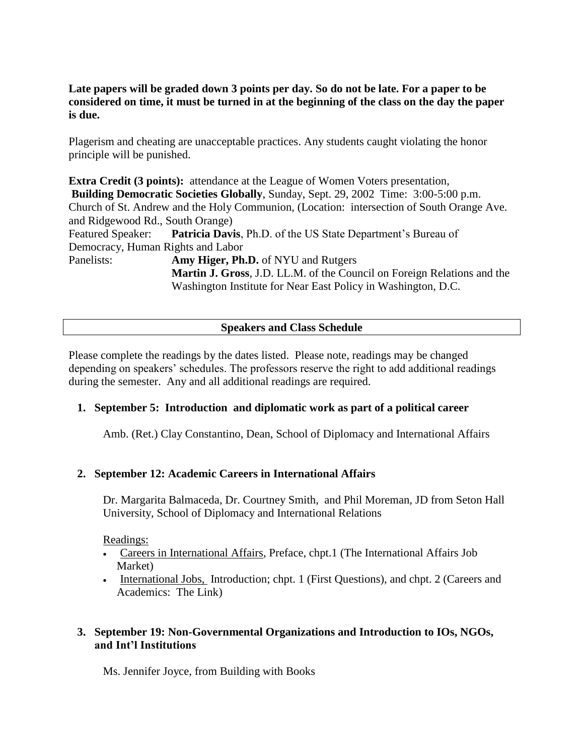**Late papers will be graded down 3 points per day. So do not be late. For a paper to be considered on time, it must be turned in at the beginning of the class on the day the paper is due.**

Plagerism and cheating are unacceptable practices. Any students caught violating the honor principle will be punished.

**Extra Credit (3 points):** attendance at the League of Women Voters presentation, **Building Democratic Societies Globally**, Sunday, Sept. 29, 2002 Time: 3:00-5:00 p.m. Church of St. Andrew and the Holy Communion, (Location: intersection of South Orange Ave. and Ridgewood Rd., South Orange)

Featured Speaker: **Patricia Davis**, Ph.D. of the US State Department's Bureau of Democracy, Human Rights and Labor

Panelists: **Amy Higer, Ph.D.** of NYU and Rutgers
**Martin J. Gross**, J.D. LL.M. of the Council on Foreign Relations and the Washington Institute for Near East Policy in Washington, D.C.

## Speakers and Class Schedule

Please complete the readings by the dates listed. Please note, readings may be changed depending on speakers' schedules. The professors reserve the right to add additional readings during the semester. Any and all additional readings are required.

1. **September 5: Introduction and diplomatic work as part of a political career**

   Amb. (Ret.) Clay Constantino, Dean, School of Diplomacy and International Affairs

2. **September 12: Academic Careers in International Affairs**

   Dr. Margarita Balmaceda, Dr. Courtney Smith, and Phil Moreman, JD from Seton Hall University, School of Diplomacy and International Relations

   Readings:
   - Careers in International Affairs, Preface, chpt.1 (The International Affairs Job Market)
   - International Jobs, Introduction; chpt. 1 (First Questions), and chpt. 2 (Careers and Academics: The Link)

3. **September 19: Non-Governmental Organizations and Introduction to IOs, NGOs, and Int'l Institutions**

   Ms. Jennifer Joyce, from Building with Books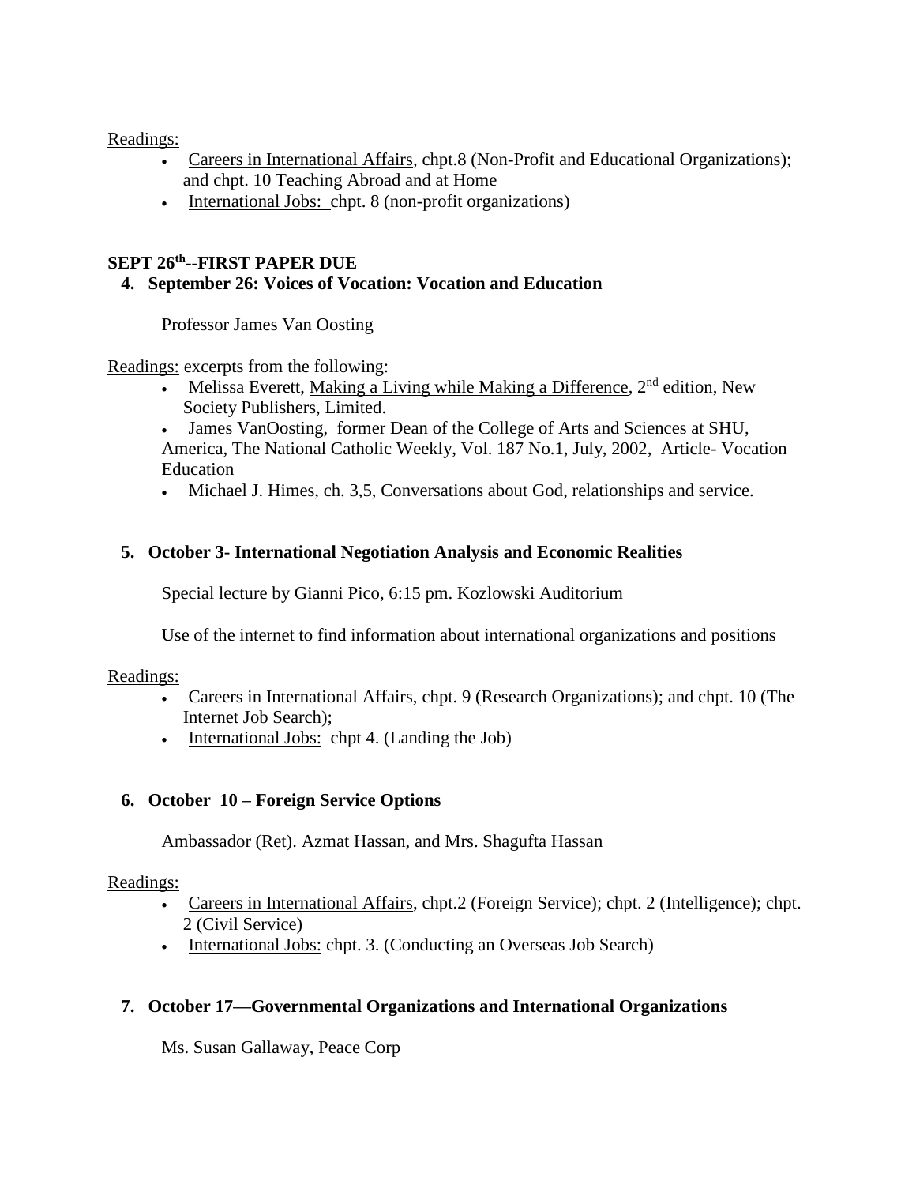Readings:

- Careers in International Affairs, chpt.8 (Non-Profit and Educational Organizations); and chpt. 10 Teaching Abroad and at Home
- International Jobs: chpt. 8 (non-profit organizations)

**SEPT 26th--FIRST PAPER DUE**

4. **September 26: Voices of Vocation: Vocation and Education**

   Professor James Van Oosting

Readings: excerpts from the following:

- Melissa Everett, Making a Living while Making a Difference, 2nd edition, New Society Publishers, Limited.
- James VanOosting, former Dean of the College of Arts and Sciences at SHU, America, The National Catholic Weekly, Vol. 187 No.1, July, 2002, Article- Vocation Education
- Michael J. Himes, ch. 3,5, Conversations about God, relationships and service.

5. **October 3- International Negotiation Analysis and Economic Realities**

   Special lecture by Gianni Pico, 6:15 pm. Kozlowski Auditorium

   Use of the internet to find information about international organizations and positions

Readings:

- Careers in International Affairs, chpt. 9 (Research Organizations); and chpt. 10 (The Internet Job Search);
- International Jobs: chpt 4. (Landing the Job)

6. **October 10 – Foreign Service Options**

   Ambassador (Ret). Azmat Hassan, and Mrs. Shagufta Hassan

Readings:

- Careers in International Affairs, chpt.2 (Foreign Service); chpt. 2 (Intelligence); chpt. 2 (Civil Service)
- International Jobs: chpt. 3. (Conducting an Overseas Job Search)

7. **October 17—Governmental Organizations and International Organizations**

   Ms. Susan Gallaway, Peace Corp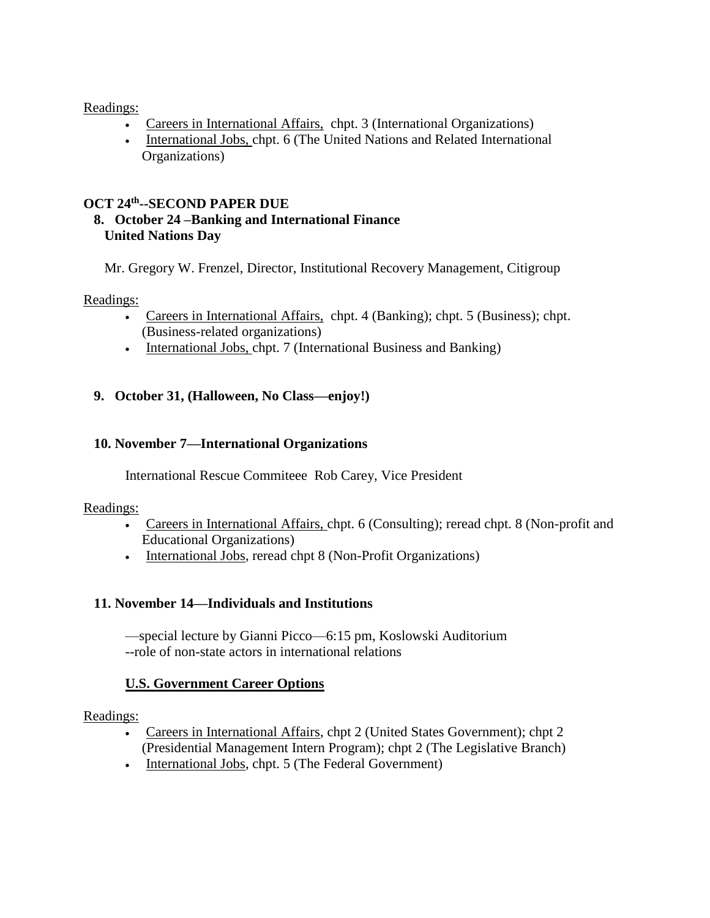Readings:

- Careers in International Affairs, chpt. 3 (International Organizations)
- International Jobs, chpt. 6 (The United Nations and Related International Organizations)

**OCT 24th--SECOND PAPER DUE**

**8. October 24 –Banking and International Finance**
**United Nations Day**

Mr. Gregory W. Frenzel, Director, Institutional Recovery Management, Citigroup

Readings:

- Careers in International Affairs, chpt. 4 (Banking); chpt. 5 (Business); chpt. (Business-related organizations)
- International Jobs, chpt. 7 (International Business and Banking)

**9. October 31, (Halloween, No Class—enjoy!)**

**10. November 7—International Organizations**

International Rescue Commiteee Rob Carey, Vice President

Readings:

- Careers in International Affairs, chpt. 6 (Consulting); reread chpt. 8 (Non-profit and Educational Organizations)
- International Jobs, reread chpt 8 (Non-Profit Organizations)

**11. November 14—Individuals and Institutions**

—special lecture by Gianni Picco—6:15 pm, Koslowski Auditorium
--role of non-state actors in international relations

**U.S. Government Career Options**

Readings:

- Careers in International Affairs, chpt 2 (United States Government); chpt 2 (Presidential Management Intern Program); chpt 2 (The Legislative Branch)
- International Jobs, chpt. 5 (The Federal Government)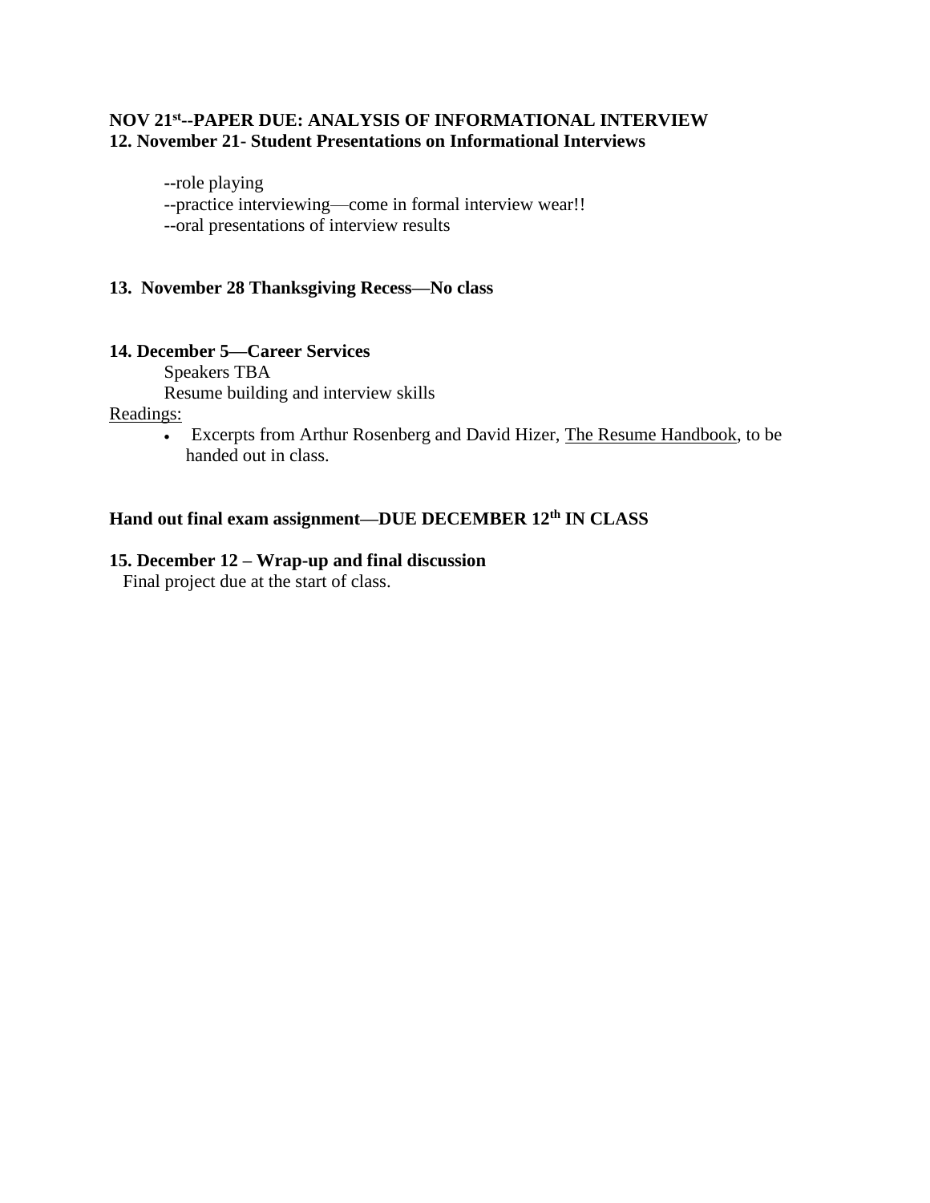**NOV 21st--PAPER DUE: ANALYSIS OF INFORMATIONAL INTERVIEW**
**12. November 21- Student Presentations on Informational Interviews**

> --role playing
> --practice interviewing—come in formal interview wear!!
> --oral presentations of interview results

**13. November 28 Thanksgiving Recess—No class**

**14. December 5—Career Services**

> Speakers TBA
> Resume building and interview skills

Readings:

- Excerpts from Arthur Rosenberg and David Hizer, The Resume Handbook, to be handed out in class.

**Hand out final exam assignment—DUE DECEMBER 12th IN CLASS**

**15. December 12 – Wrap-up and final discussion**
Final project due at the start of class.